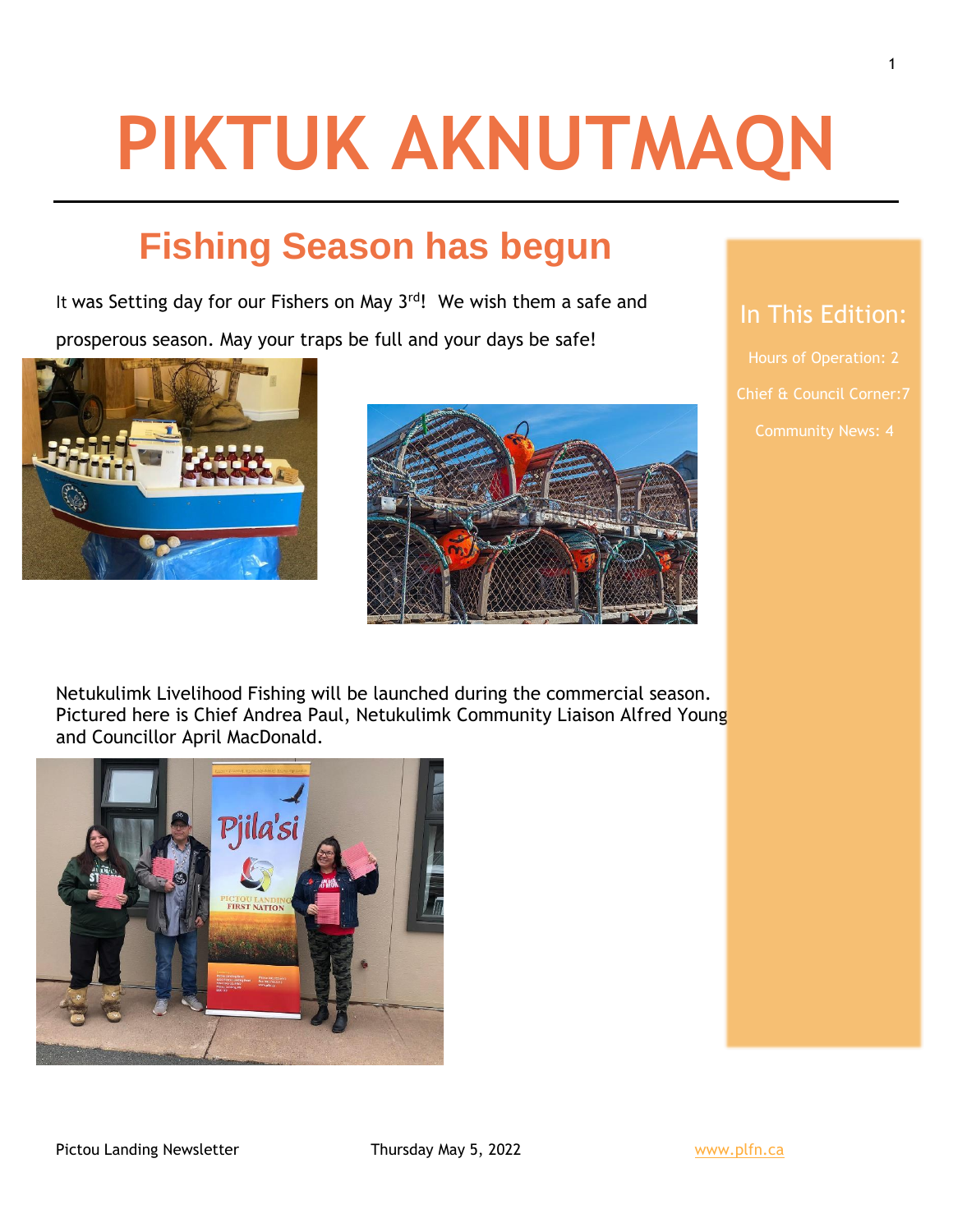# PIKTUK AKNUTMAQN

## Fishing Season has begun

It was Setting day for our Fishers on May 3rd! We wish them a safe and prosperous season. May your traps be full and your days be safe!

Netukulimk Livelihood Fishing will be launched during the commercial season. Pictured here is Chief Andrea Paul, Netukulimk Community Liaison Alfred Young and Councillor April MacDonald.

### In This Edition:

Hours of Operation: 2

Chief & Council Corner:7

Community News: 4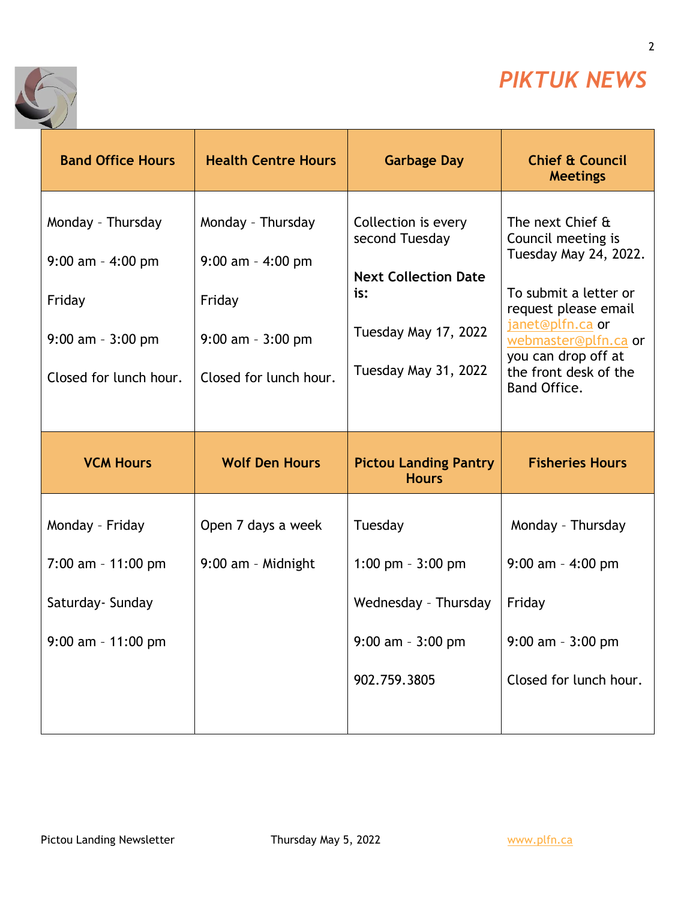# PIKTUK NEWS

| Band Office Hours | Health Centre Hours | Garbage Day | Chief & Council Meetings |
|---|---|---|---|
| Monday - Thursday<br><br>9:00 am - 4:00 pm<br><br>Friday<br><br>9:00 am - 3:00 pm<br><br>Closed for lunch hour. | Monday - Thursday<br><br>9:00 am - 4:00 pm<br><br>Friday<br><br>9:00 am - 3:00 pm<br><br>Closed for lunch hour. | Collection is every second Tuesday<br><br>**Next Collection Date is:**<br><br>Tuesday May 17, 2022<br><br>Tuesday May 31, 2022 | The next Chief & Council meeting is Tuesday May 24, 2022.<br><br>To submit a letter or request please email janet@plfn.ca or webmaster@plfn.ca or you can drop off at the front desk of the Band Office. |
| **VCM Hours** | **Wolf Den Hours** | **Pictou Landing Pantry Hours** | **Fisheries Hours** |
| Monday - Friday<br><br>7:00 am - 11:00 pm<br><br>Saturday- Sunday<br><br>9:00 am - 11:00 pm | Open 7 days a week<br><br>9:00 am - Midnight | Tuesday<br><br>1:00 pm - 3:00 pm<br><br>Wednesday - Thursday<br><br>9:00 am - 3:00 pm<br><br>902.759.3805 | Monday - Thursday<br><br>9:00 am - 4:00 pm<br><br>Friday<br><br>9:00 am - 3:00 pm<br><br>Closed for lunch hour. |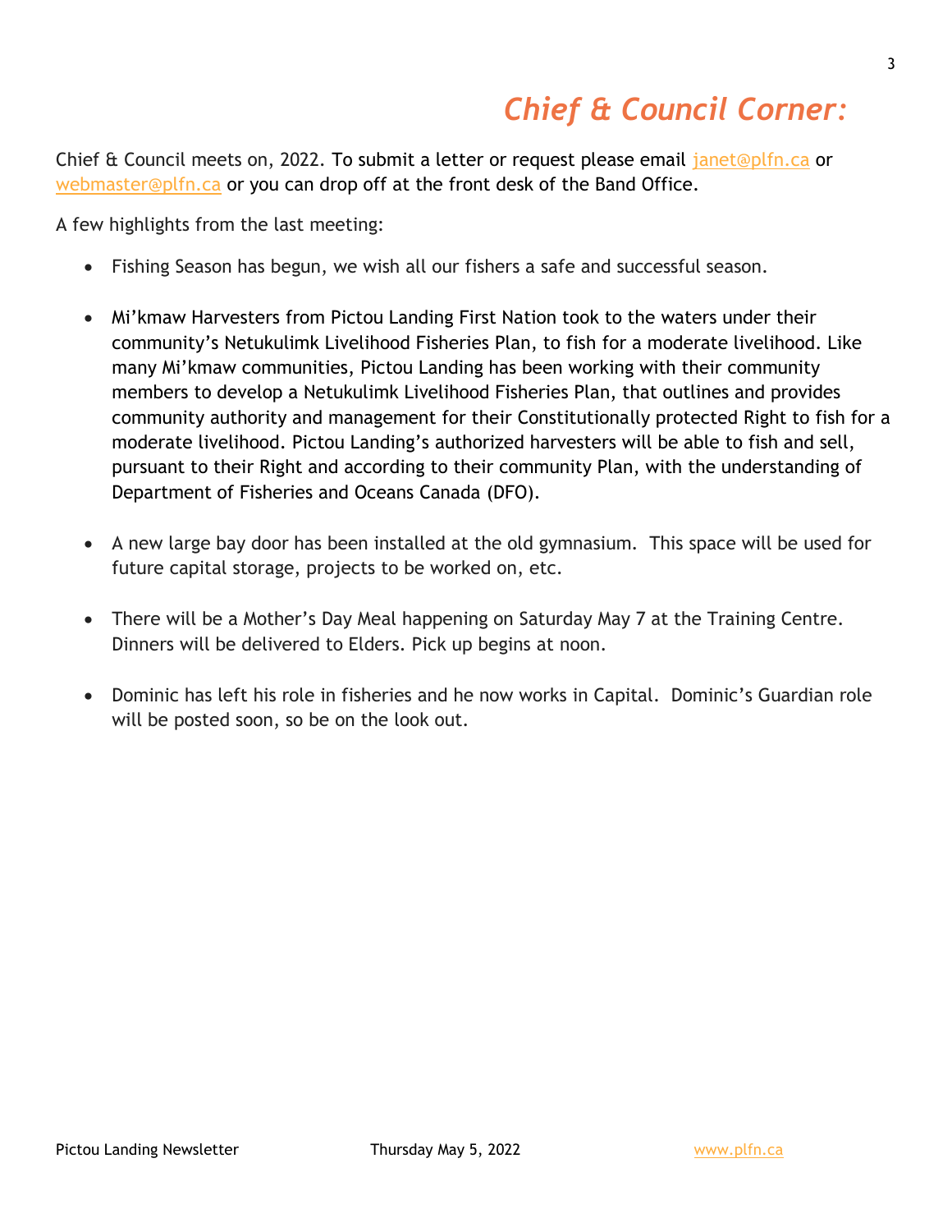# *Chief & Council Corner:*

Chief & Council meets on, 2022. To submit a letter or request please email janet@plfn.ca or webmaster@plfn.ca or you can drop off at the front desk of the Band Office.

A few highlights from the last meeting:

- Fishing Season has begun, we wish all our fishers a safe and successful season.
- Mi'kmaw Harvesters from Pictou Landing First Nation took to the waters under their community's Netukulimk Livelihood Fisheries Plan, to fish for a moderate livelihood. Like many Mi'kmaw communities, Pictou Landing has been working with their community members to develop a Netukulimk Livelihood Fisheries Plan, that outlines and provides community authority and management for their Constitutionally protected Right to fish for a moderate livelihood. Pictou Landing's authorized harvesters will be able to fish and sell, pursuant to their Right and according to their community Plan, with the understanding of Department of Fisheries and Oceans Canada (DFO).
- A new large bay door has been installed at the old gymnasium. This space will be used for future capital storage, projects to be worked on, etc.
- There will be a Mother's Day Meal happening on Saturday May 7 at the Training Centre. Dinners will be delivered to Elders. Pick up begins at noon.
- Dominic has left his role in fisheries and he now works in Capital. Dominic's Guardian role will be posted soon, so be on the look out.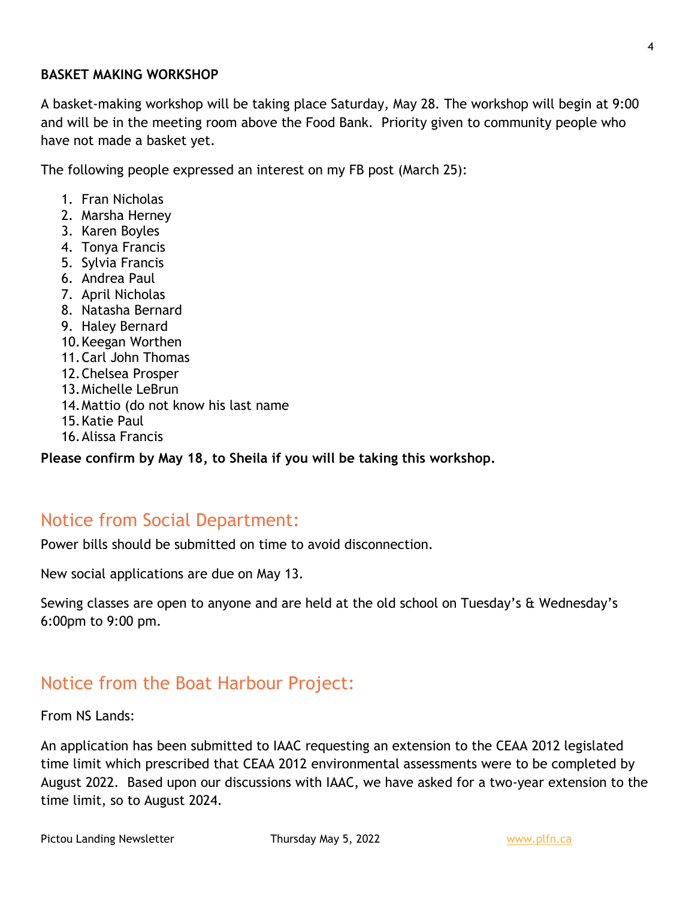**BASKET MAKING WORKSHOP**

A basket-making workshop will be taking place Saturday, May 28. The workshop will begin at 9:00 and will be in the meeting room above the Food Bank. Priority given to community people who have not made a basket yet.

The following people expressed an interest on my FB post (March 25):

1. Fran Nicholas
2. Marsha Herney
3. Karen Boyles
4. Tonya Francis
5. Sylvia Francis
6. Andrea Paul
7. April Nicholas
8. Natasha Bernard
9. Haley Bernard
10. Keegan Worthen
11. Carl John Thomas
12. Chelsea Prosper
13. Michelle LeBrun
14. Mattio (do not know his last name
15. Katie Paul
16. Alissa Francis

**Please confirm by May 18, to Sheila if you will be taking this workshop.**

## Notice from Social Department:

Power bills should be submitted on time to avoid disconnection.

New social applications are due on May 13.

Sewing classes are open to anyone and are held at the old school on Tuesday's & Wednesday's 6:00pm to 9:00 pm.

## Notice from the Boat Harbour Project:

From NS Lands:

An application has been submitted to IAAC requesting an extension to the CEAA 2012 legislated time limit which prescribed that CEAA 2012 environmental assessments were to be completed by August 2022. Based upon our discussions with IAAC, we have asked for a two-year extension to the time limit, so to August 2024.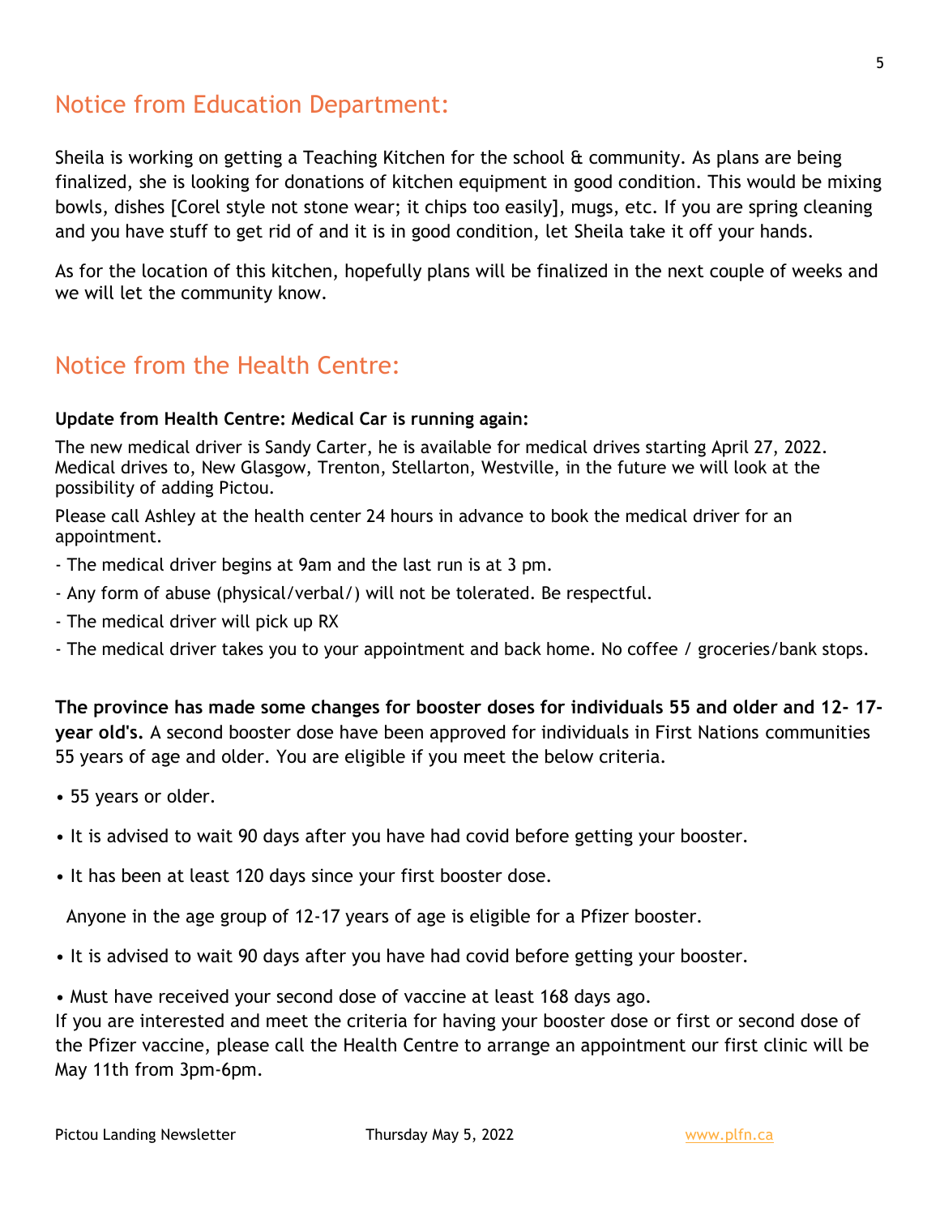## Notice from Education Department:

Sheila is working on getting a Teaching Kitchen for the school & community. As plans are being finalized, she is looking for donations of kitchen equipment in good condition. This would be mixing bowls, dishes [Corel style not stone wear; it chips too easily], mugs, etc. If you are spring cleaning and you have stuff to get rid of and it is in good condition, let Sheila take it off your hands.

As for the location of this kitchen, hopefully plans will be finalized in the next couple of weeks and we will let the community know.

## Notice from the Health Centre:

**Update from Health Centre: Medical Car is running again:**

The new medical driver is Sandy Carter, he is available for medical drives starting April 27, 2022. Medical drives to, New Glasgow, Trenton, Stellarton, Westville, in the future we will look at the possibility of adding Pictou.

Please call Ashley at the health center 24 hours in advance to book the medical driver for an appointment.

- The medical driver begins at 9am and the last run is at 3 pm.
- Any form of abuse (physical/verbal/) will not be tolerated. Be respectful.
- The medical driver will pick up RX
- The medical driver takes you to your appointment and back home. No coffee / groceries/bank stops.

**The province has made some changes for booster doses for individuals 55 and older and 12- 17-year old's.** A second booster dose have been approved for individuals in First Nations communities 55 years of age and older. You are eligible if you meet the below criteria.

- 55 years or older.
- It is advised to wait 90 days after you have had covid before getting your booster.
- It has been at least 120 days since your first booster dose.

Anyone in the age group of 12-17 years of age is eligible for a Pfizer booster.

- It is advised to wait 90 days after you have had covid before getting your booster.
- Must have received your second dose of vaccine at least 168 days ago.

If you are interested and meet the criteria for having your booster dose or first or second dose of the Pfizer vaccine, please call the Health Centre to arrange an appointment our first clinic will be May 11th from 3pm-6pm.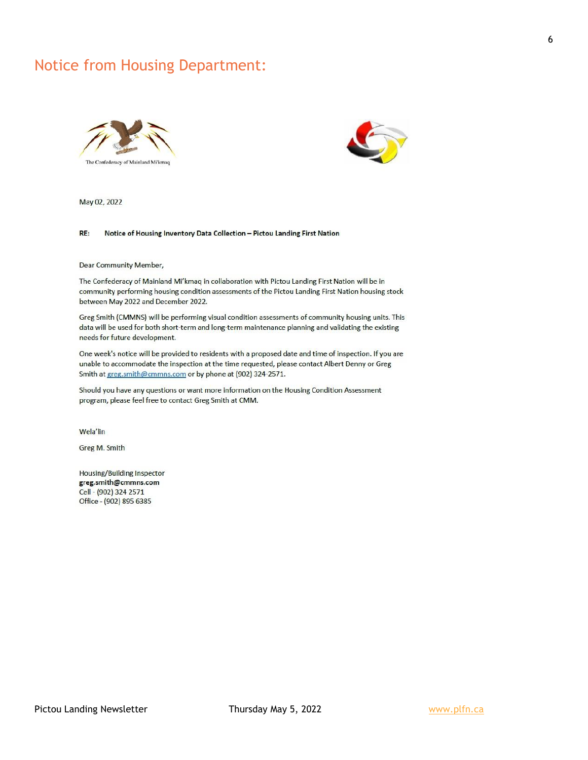# Notice from Housing Department:

The Confederacy of Mainland Mi'kmaq

May 02, 2022

**RE: Notice of Housing Inventory Data Collection – Pictou Landing First Nation**

Dear Community Member,

The Confederacy of Mainland Mi'kmaq in collaboration with Pictou Landing First Nation will be in community performing housing condition assessments of the Pictou Landing First Nation housing stock between May 2022 and December 2022.

Greg Smith (CMMNS) will be performing visual condition assessments of community housing units. This data will be used for both short-term and long-term maintenance planning and validating the existing needs for future development.

One week's notice will be provided to residents with a proposed date and time of inspection. If you are unable to accommodate the inspection at the time requested, please contact Albert Denny or Greg Smith at greg.smith@cmmns.com or by phone at (902) 324-2571.

Should you have any questions or want more information on the Housing Condition Assessment program, please feel free to contact Greg Smith at CMM.

Wela'lin

Greg M. Smith

Housing/Building Inspector
**greg.smith@cmmns.com**
Cell - (902) 324 2571
Office - (902) 895 6385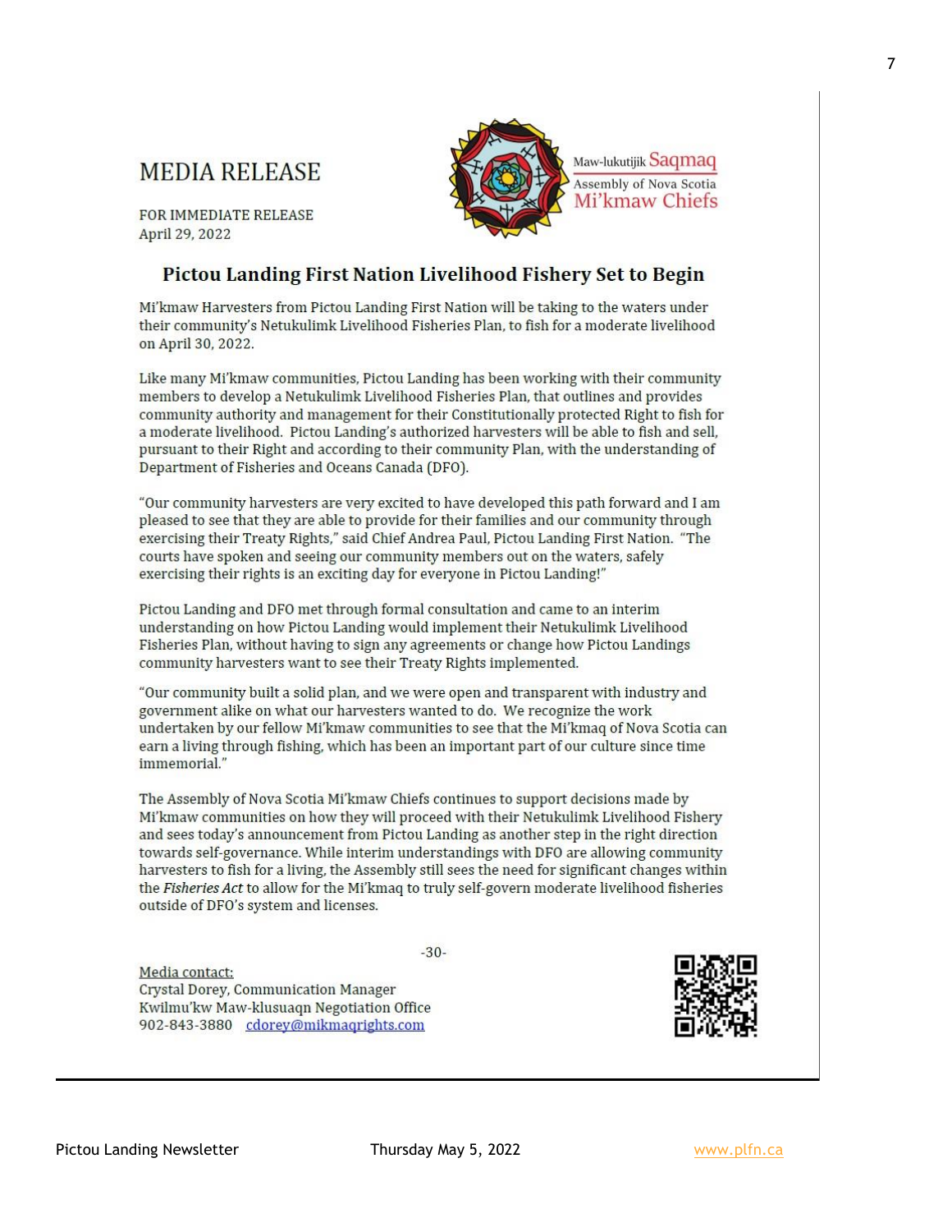# MEDIA RELEASE

Maw-lukutijik Saqmaq
Assembly of Nova Scotia
Mi'kmaw Chiefs

FOR IMMEDIATE RELEASE
April 29, 2022

## Pictou Landing First Nation Livelihood Fishery Set to Begin

Mi'kmaw Harvesters from Pictou Landing First Nation will be taking to the waters under their community's Netukulimk Livelihood Fisheries Plan, to fish for a moderate livelihood on April 30, 2022.

Like many Mi'kmaw communities, Pictou Landing has been working with their community members to develop a Netukulimk Livelihood Fisheries Plan, that outlines and provides community authority and management for their Constitutionally protected Right to fish for a moderate livelihood. Pictou Landing's authorized harvesters will be able to fish and sell, pursuant to their Right and according to their community Plan, with the understanding of Department of Fisheries and Oceans Canada (DFO).

"Our community harvesters are very excited to have developed this path forward and I am pleased to see that they are able to provide for their families and our community through exercising their Treaty Rights," said Chief Andrea Paul, Pictou Landing First Nation. "The courts have spoken and seeing our community members out on the waters, safely exercising their rights is an exciting day for everyone in Pictou Landing!"

Pictou Landing and DFO met through formal consultation and came to an interim understanding on how Pictou Landing would implement their Netukulimk Livelihood Fisheries Plan, without having to sign any agreements or change how Pictou Landings community harvesters want to see their Treaty Rights implemented.

"Our community built a solid plan, and we were open and transparent with industry and government alike on what our harvesters wanted to do. We recognize the work undertaken by our fellow Mi'kmaw communities to see that the Mi'kmaq of Nova Scotia can earn a living through fishing, which has been an important part of our culture since time immemorial."

The Assembly of Nova Scotia Mi'kmaw Chiefs continues to support decisions made by Mi'kmaw communities on how they will proceed with their Netukulimk Livelihood Fishery and sees today's announcement from Pictou Landing as another step in the right direction towards self-governance. While interim understandings with DFO are allowing community harvesters to fish for a living, the Assembly still sees the need for significant changes within the *Fisheries Act* to allow for the Mi'kmaq to truly self-govern moderate livelihood fisheries outside of DFO's system and licenses.

-30-

Media contact:
Crystal Dorey, Communication Manager
Kwilmu'kw Maw-klusuaqn Negotiation Office
902-843-3880 cdorey@mikmaqrights.com